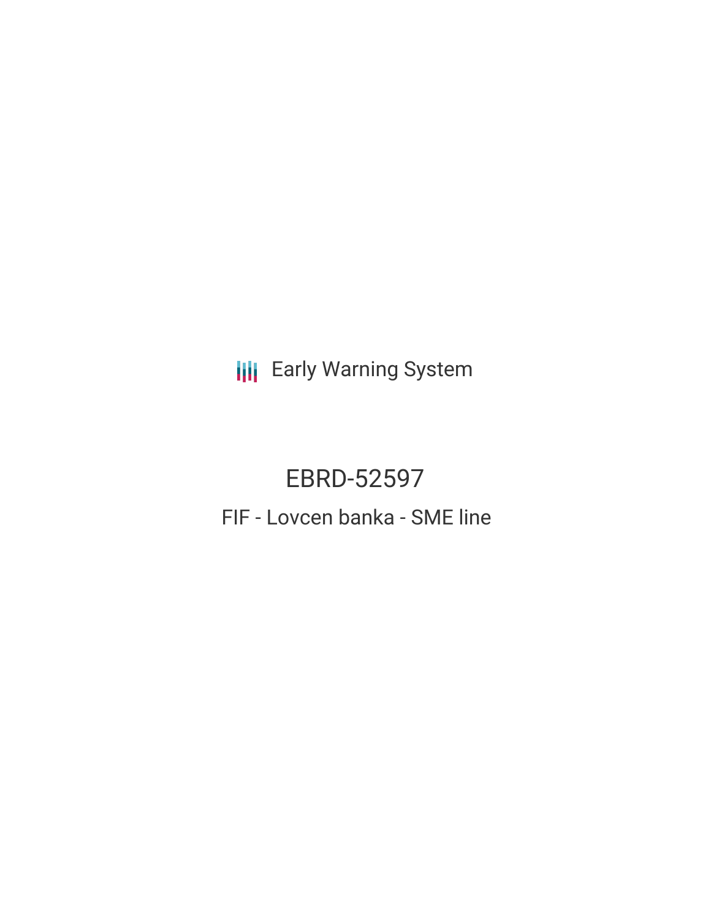Early Warning System

# EBRD-52597

## FIF - Lovcen banka - SME line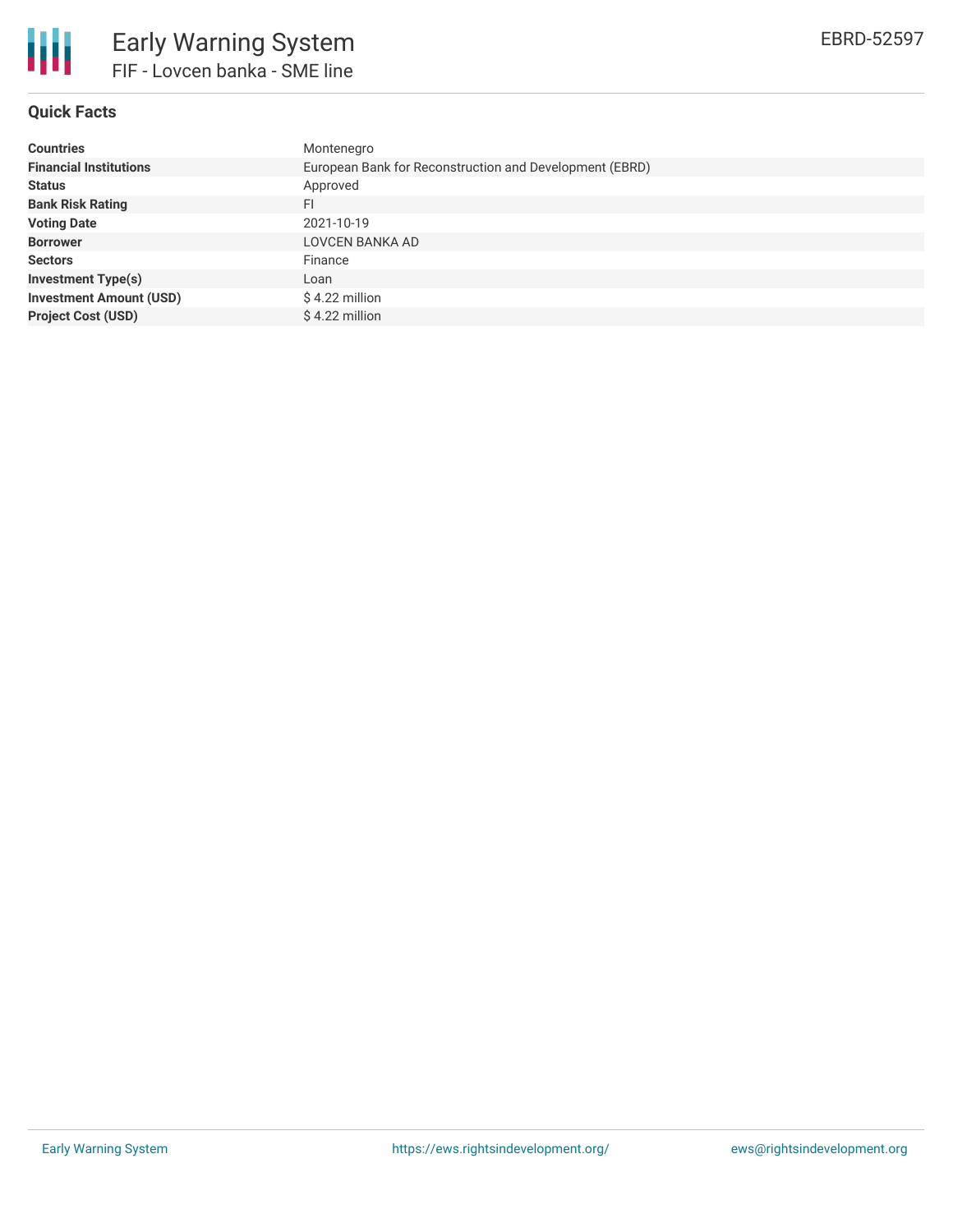# Early Warning System

## FIF - Lovcen banka - SME line

EBRD-52597

### Quick Facts

| | |
|---|---|
| **Countries** | Montenegro |
| **Financial Institutions** | European Bank for Reconstruction and Development (EBRD) |
| **Status** | Approved |
| **Bank Risk Rating** | FI |
| **Voting Date** | 2021-10-19 |
| **Borrower** | LOVCEN BANKA AD |
| **Sectors** | Finance |
| **Investment Type(s)** | Loan |
| **Investment Amount (USD)** | $ 4.22 million |
| **Project Cost (USD)** | $ 4.22 million |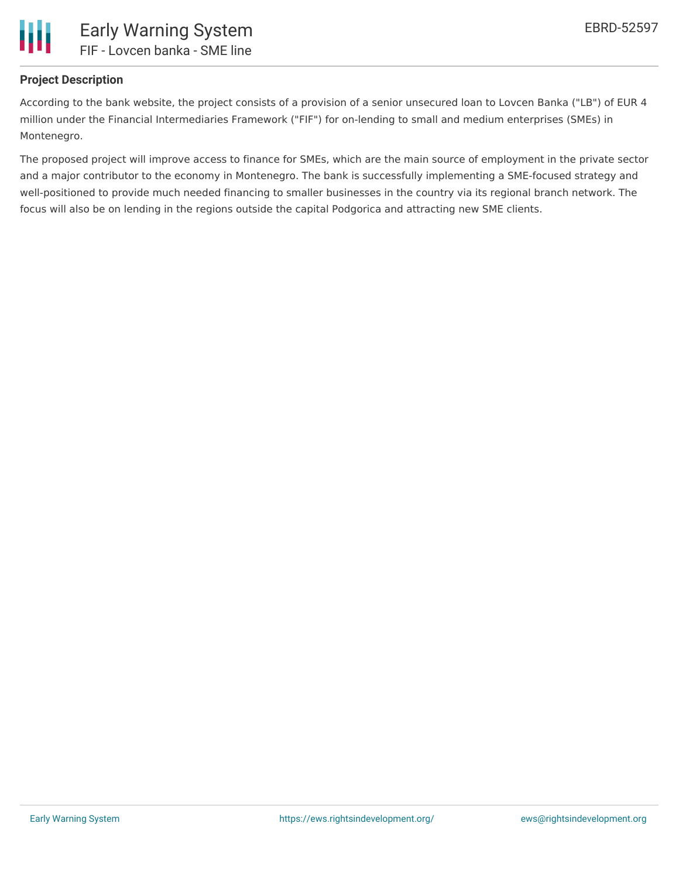## Project Description

According to the bank website, the project consists of a provision of a senior unsecured loan to Lovcen Banka ("LB") of EUR 4 million under the Financial Intermediaries Framework ("FIF") for on-lending to small and medium enterprises (SMEs) in Montenegro.

The proposed project will improve access to finance for SMEs, which are the main source of employment in the private sector and a major contributor to the economy in Montenegro. The bank is successfully implementing a SME-focused strategy and well-positioned to provide much needed financing to smaller businesses in the country via its regional branch network. The focus will also be on lending in the regions outside the capital Podgorica and attracting new SME clients.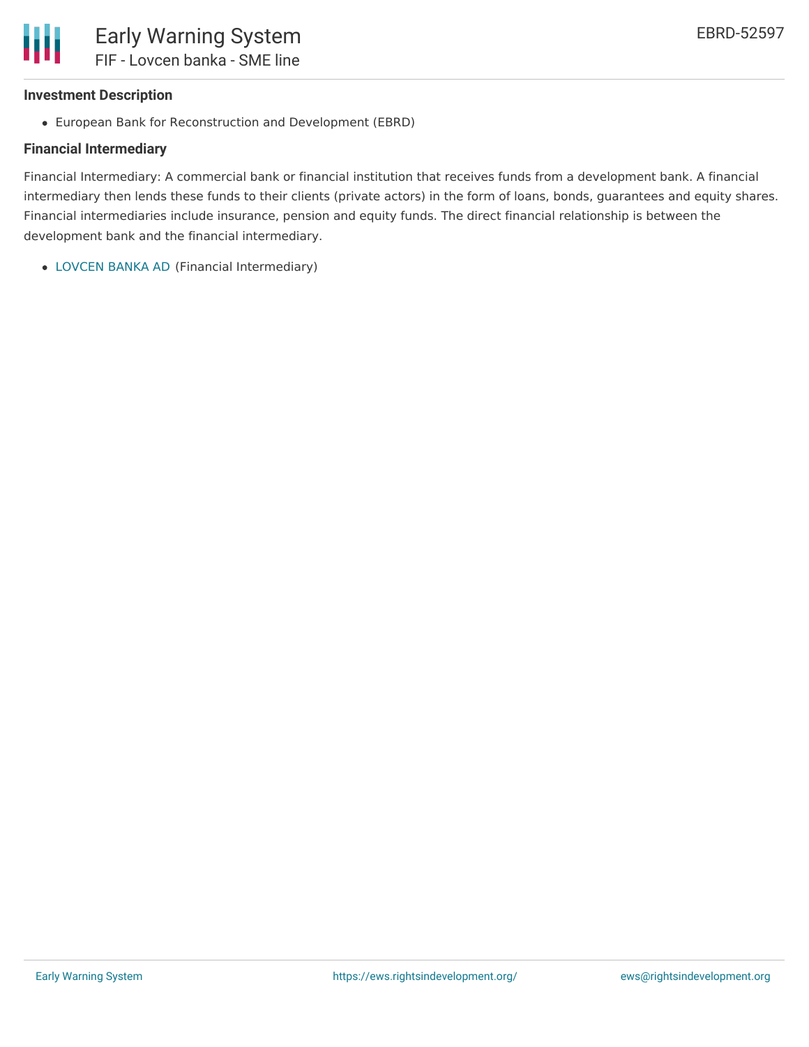**Investment Description**

- European Bank for Reconstruction and Development (EBRD)

**Financial Intermediary**

Financial Intermediary: A commercial bank or financial institution that receives funds from a development bank. A financial intermediary then lends these funds to their clients (private actors) in the form of loans, bonds, guarantees and equity shares. Financial intermediaries include insurance, pension and equity funds. The direct financial relationship is between the development bank and the financial intermediary.

- LOVCEN BANKA AD (Financial Intermediary)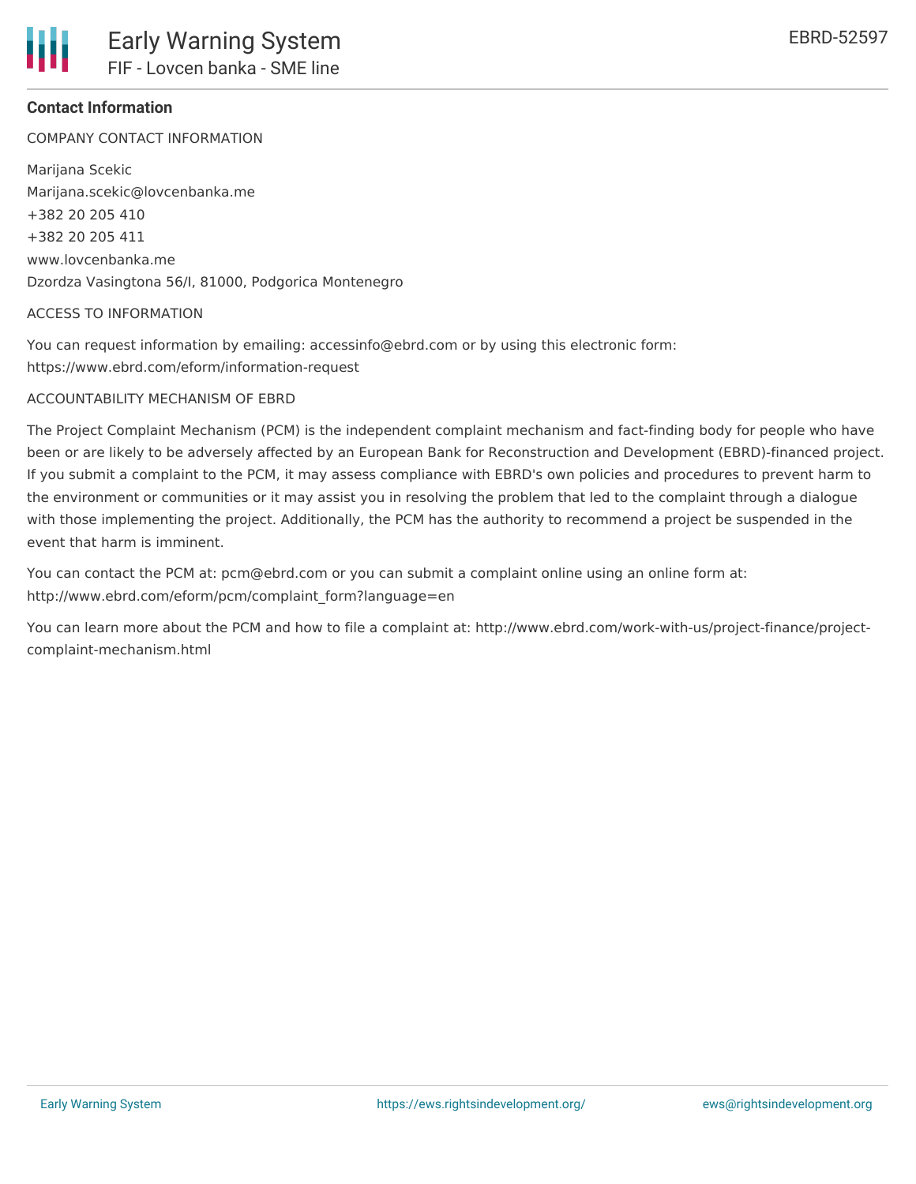## Contact Information

COMPANY CONTACT INFORMATION

Marijana Scekic
Marijana.scekic@lovcenbanka.me
+382 20 205 410
+382 20 205 411
www.lovcenbanka.me
Dzordza Vasingtona 56/I, 81000, Podgorica Montenegro

ACCESS TO INFORMATION

You can request information by emailing: accessinfo@ebrd.com or by using this electronic form: https://www.ebrd.com/eform/information-request

ACCOUNTABILITY MECHANISM OF EBRD

The Project Complaint Mechanism (PCM) is the independent complaint mechanism and fact-finding body for people who have been or are likely to be adversely affected by an European Bank for Reconstruction and Development (EBRD)-financed project. If you submit a complaint to the PCM, it may assess compliance with EBRD's own policies and procedures to prevent harm to the environment or communities or it may assist you in resolving the problem that led to the complaint through a dialogue with those implementing the project. Additionally, the PCM has the authority to recommend a project be suspended in the event that harm is imminent.

You can contact the PCM at: pcm@ebrd.com or you can submit a complaint online using an online form at: http://www.ebrd.com/eform/pcm/complaint_form?language=en

You can learn more about the PCM and how to file a complaint at: http://www.ebrd.com/work-with-us/project-finance/project-complaint-mechanism.html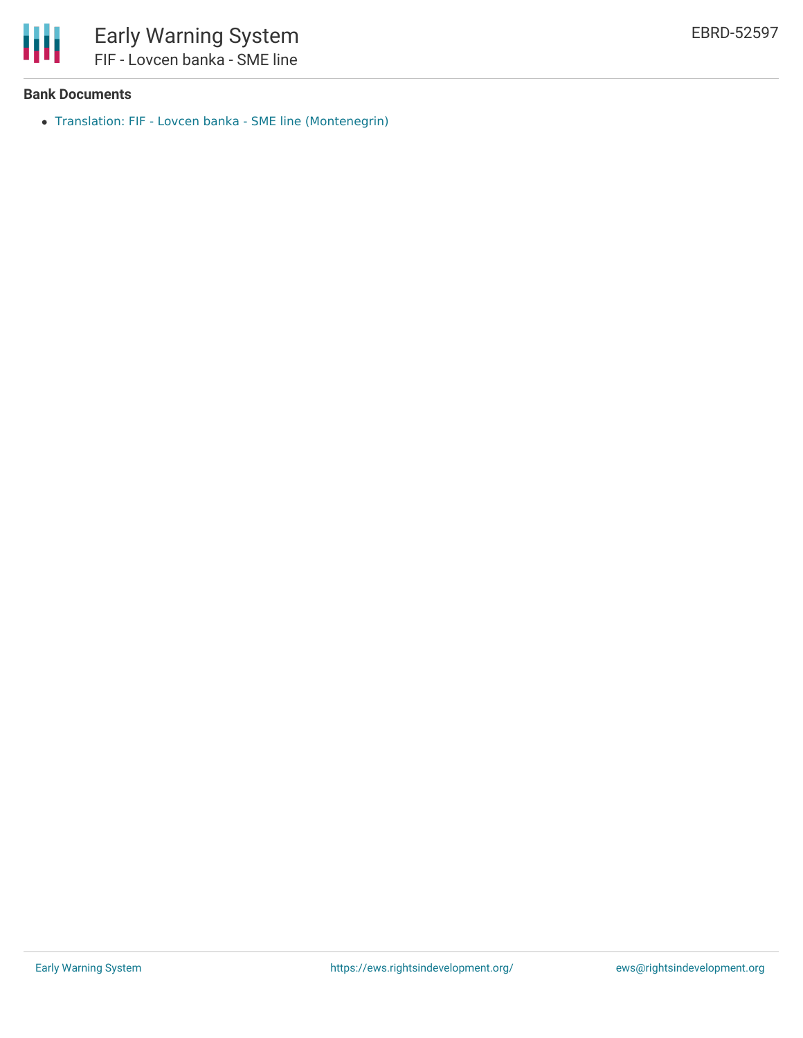**Bank Documents**

- Translation: FIF - Lovcen banka - SME line (Montenegrin)